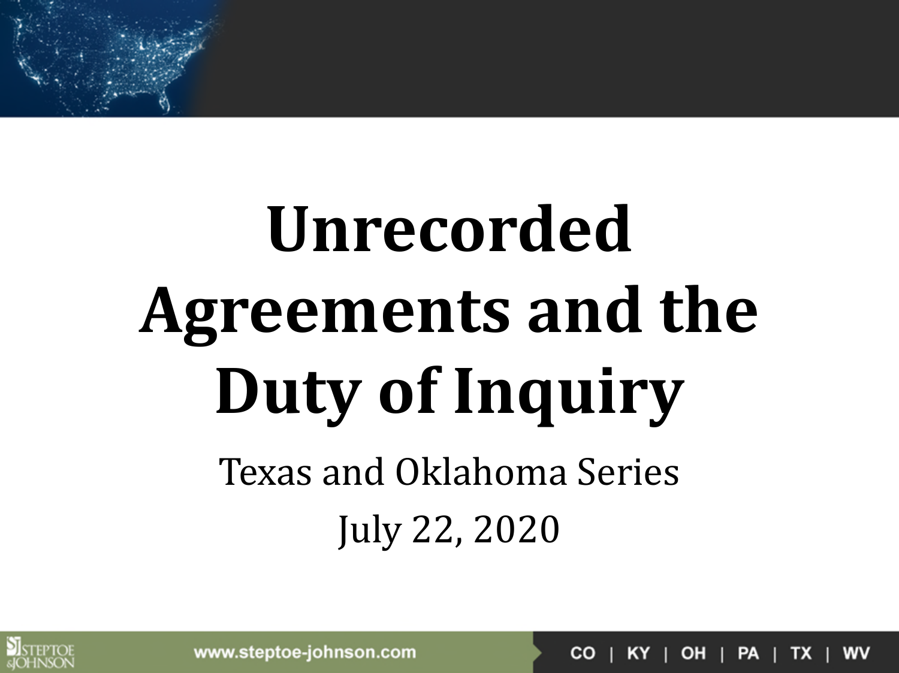# Unrecorded Agreements and the Duty of Inquiry

Texas and Oklahoma Series

July 22, 2020

www.steptoe-johnson.com

CO | KY | OH | PA | TX | WV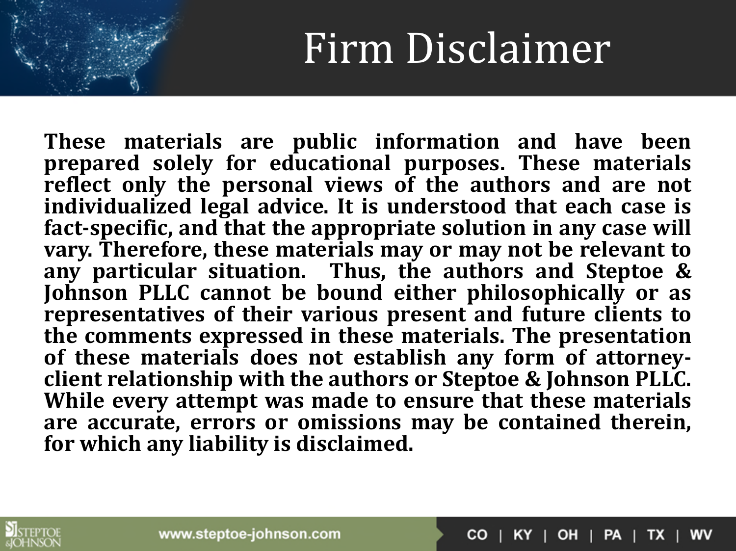# Firm Disclaimer

**These materials are public information and have been prepared solely for educational purposes. These materials reflect only the personal views of the authors and are not individualized legal advice. It is understood that each case is fact-specific, and that the appropriate solution in any case will vary. Therefore, these materials may or may not be relevant to any particular situation. Thus, the authors and Steptoe & Johnson PLLC cannot be bound either philosophically or as representatives of their various present and future clients to the comments expressed in these materials. The presentation of these materials does not establish any form of attorney-client relationship with the authors or Steptoe & Johnson PLLC. While every attempt was made to ensure that these materials are accurate, errors or omissions may be contained therein, for which any liability is disclaimed.**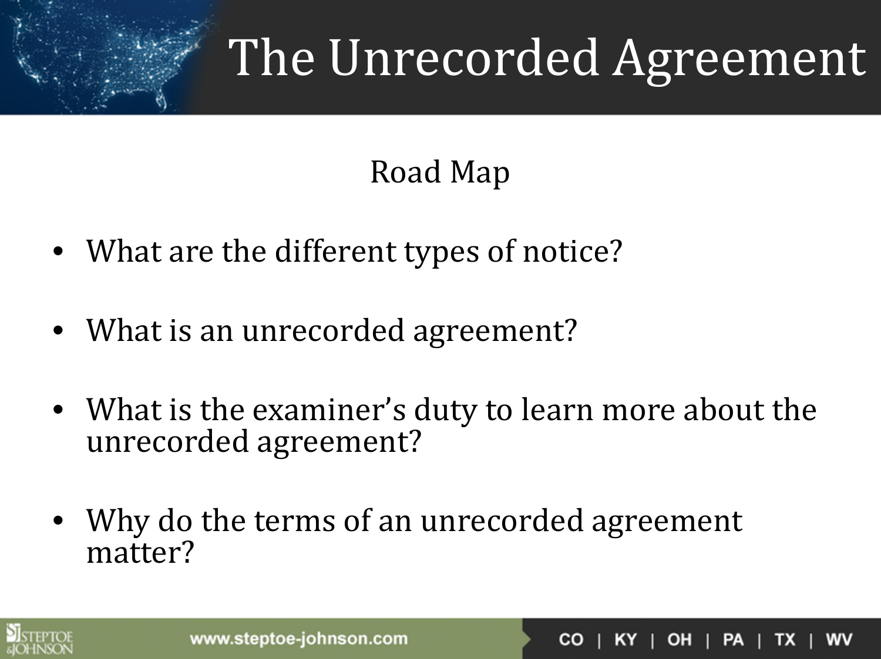# The Unrecorded Agreement

## Road Map

- What are the different types of notice?
- What is an unrecorded agreement?
- What is the examiner's duty to learn more about the unrecorded agreement?
- Why do the terms of an unrecorded agreement matter?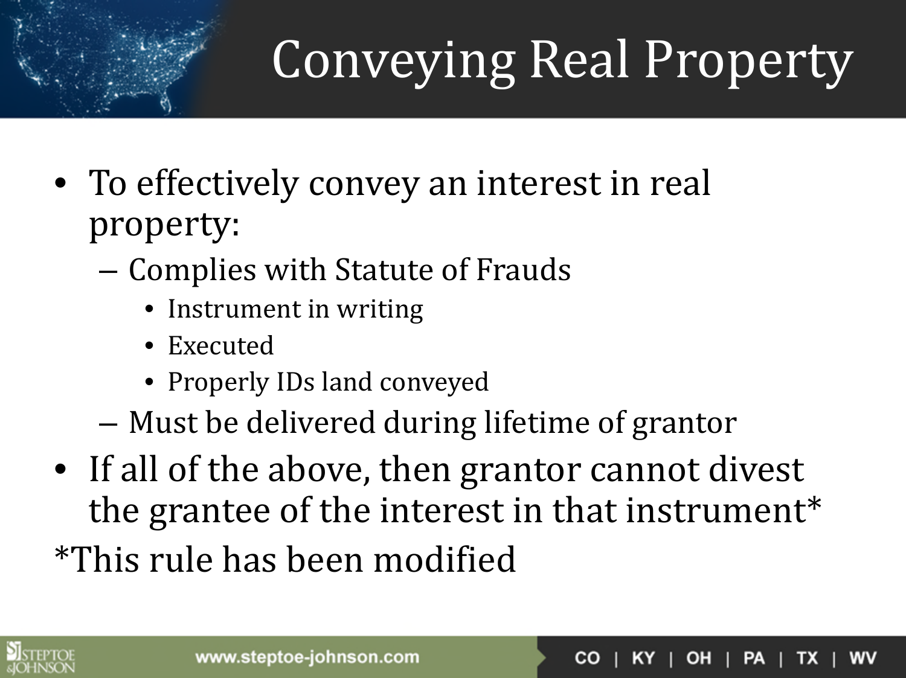# Conveying Real Property

- To effectively convey an interest in real property:
  - Complies with Statute of Frauds
    - Instrument in writing
    - Executed
    - Properly IDs land conveyed
  - Must be delivered during lifetime of grantor
- If all of the above, then grantor cannot divest the grantee of the interest in that instrument*

*This rule has been modified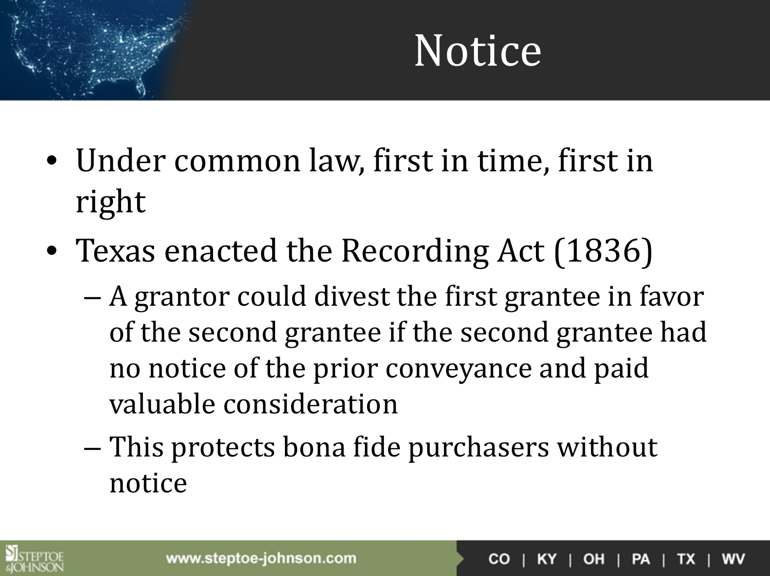# Notice

- Under common law, first in time, first in right
- Texas enacted the Recording Act (1836)
  - A grantor could divest the first grantee in favor of the second grantee if the second grantee had no notice of the prior conveyance and paid valuable consideration
  - This protects bona fide purchasers without notice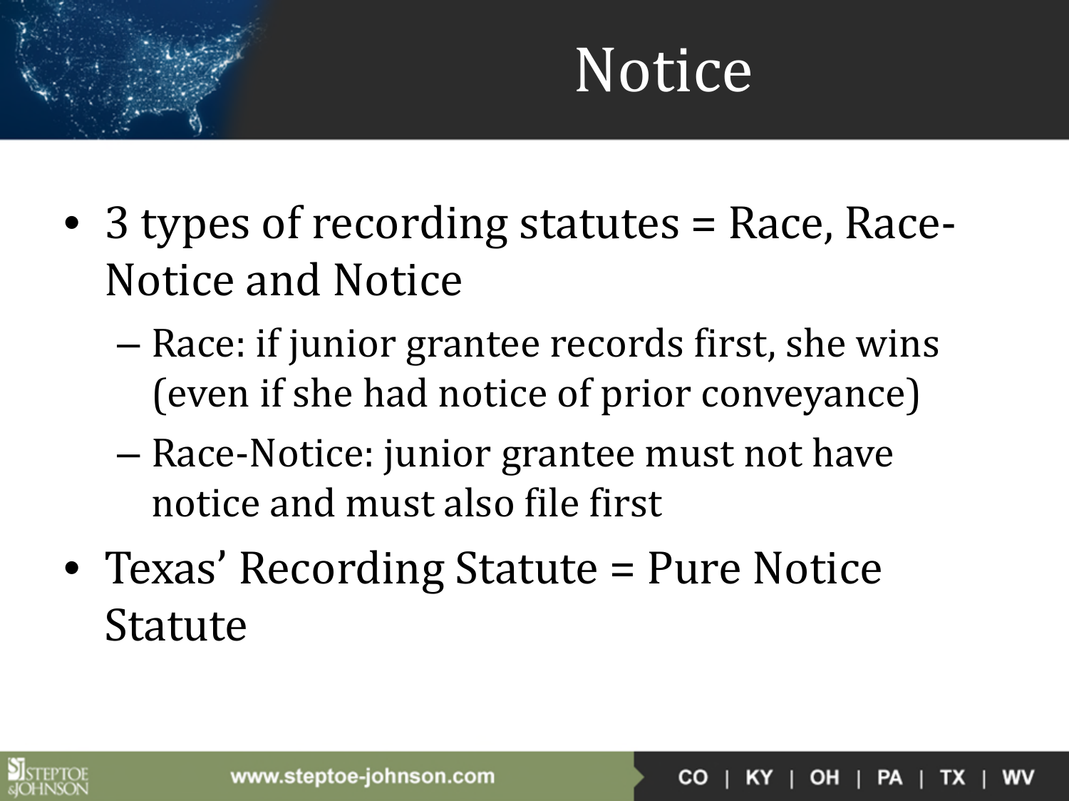# Notice

- 3 types of recording statutes = Race, Race-Notice and Notice
  - Race: if junior grantee records first, she wins (even if she had notice of prior conveyance)
  - Race-Notice: junior grantee must not have notice and must also file first
- Texas' Recording Statute = Pure Notice Statute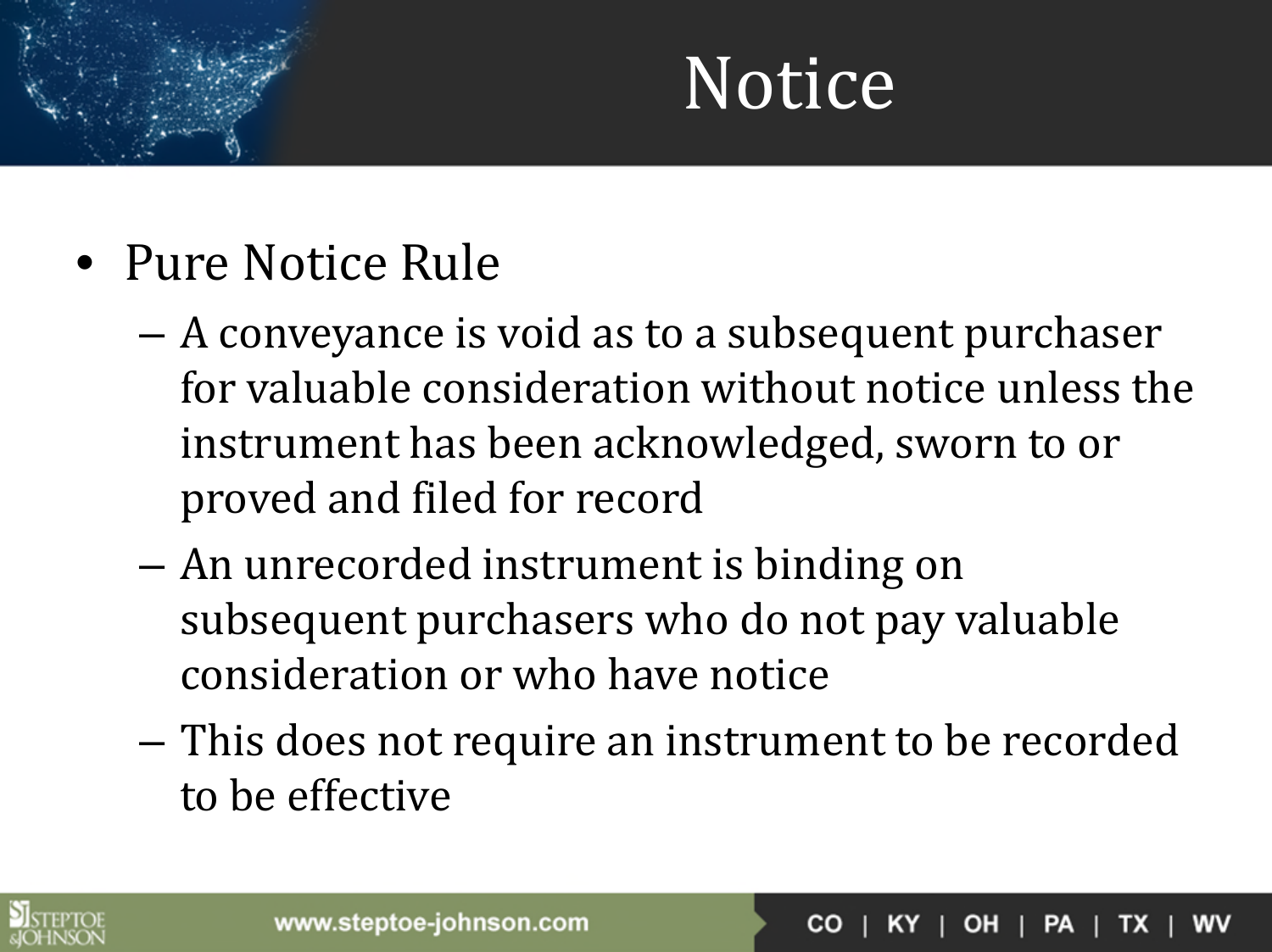# Notice

- Pure Notice Rule
  - A conveyance is void as to a subsequent purchaser for valuable consideration without notice unless the instrument has been acknowledged, sworn to or proved and filed for record
  - An unrecorded instrument is binding on subsequent purchasers who do not pay valuable consideration or who have notice
  - This does not require an instrument to be recorded to be effective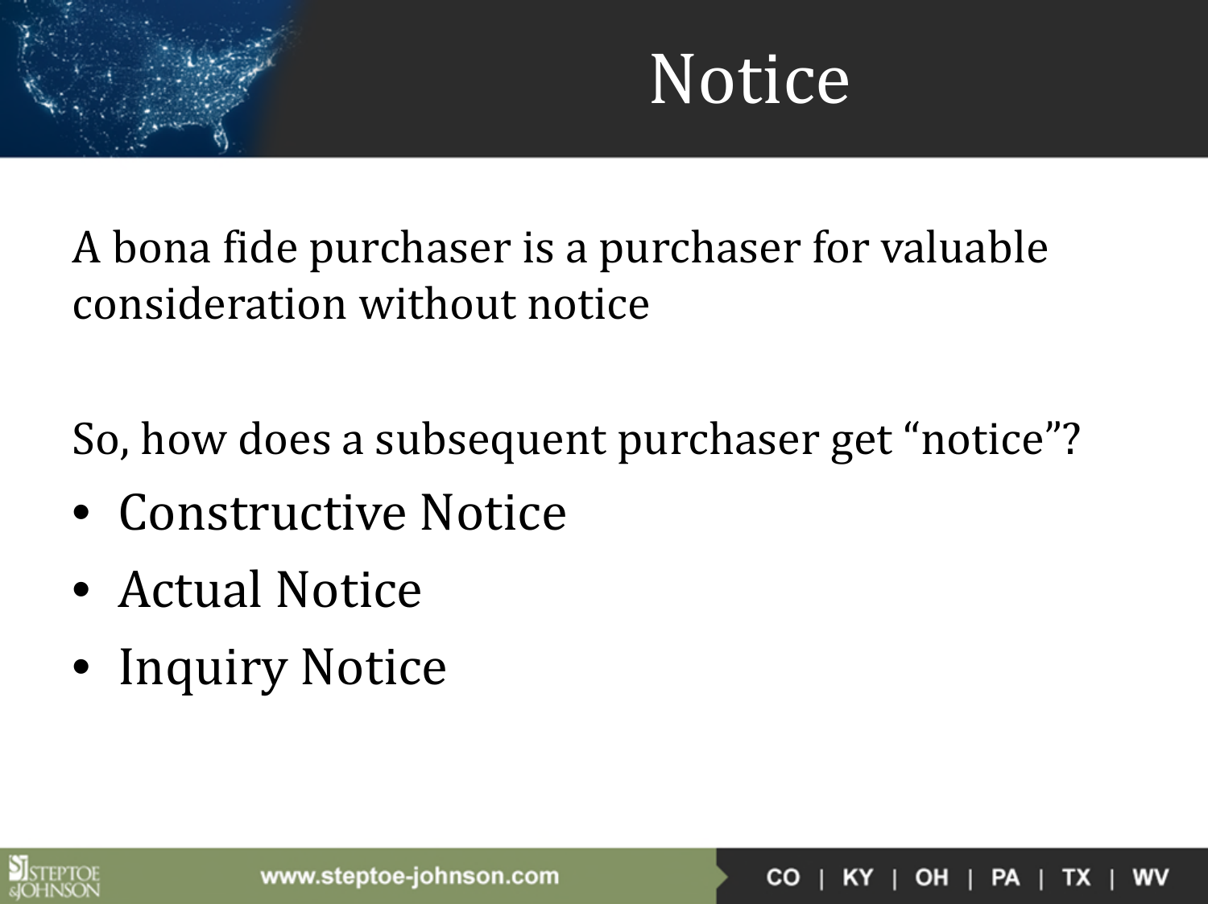# Notice

A bona fide purchaser is a purchaser for valuable consideration without notice

So, how does a subsequent purchaser get "notice"?

- Constructive Notice
- Actual Notice
- Inquiry Notice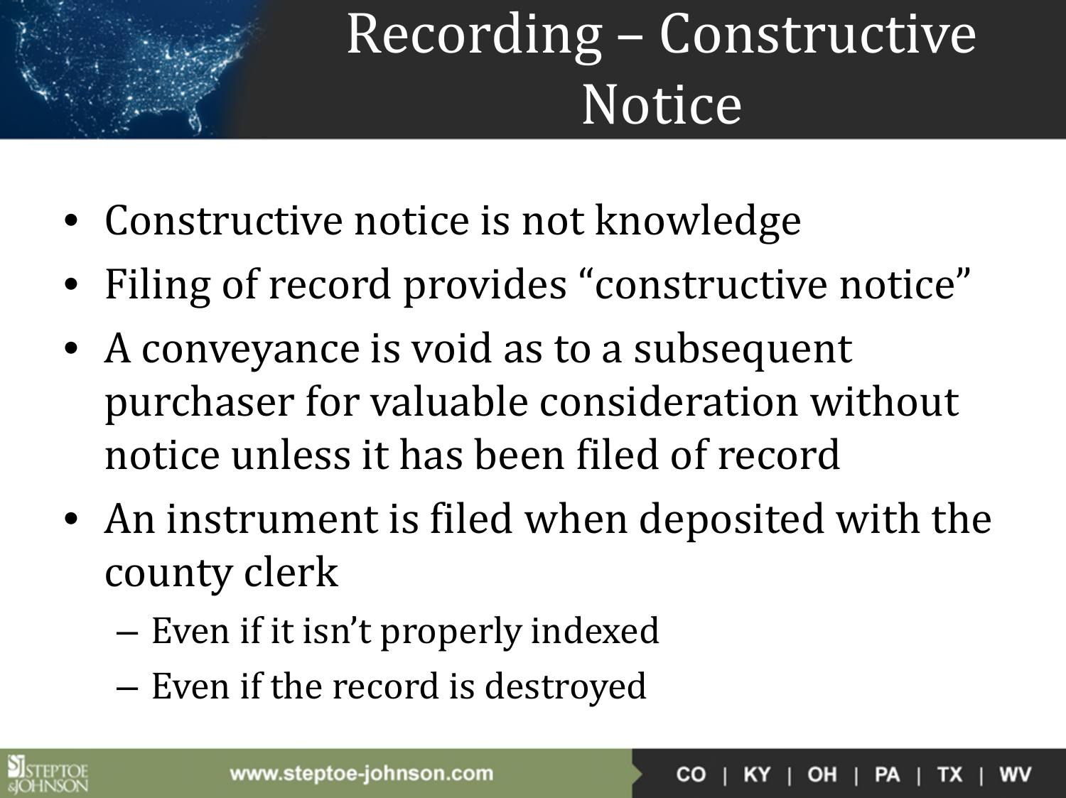# Recording – Constructive Notice

- Constructive notice is not knowledge
- Filing of record provides "constructive notice"
- A conveyance is void as to a subsequent purchaser for valuable consideration without notice unless it has been filed of record
- An instrument is filed when deposited with the county clerk
  - Even if it isn't properly indexed
  - Even if the record is destroyed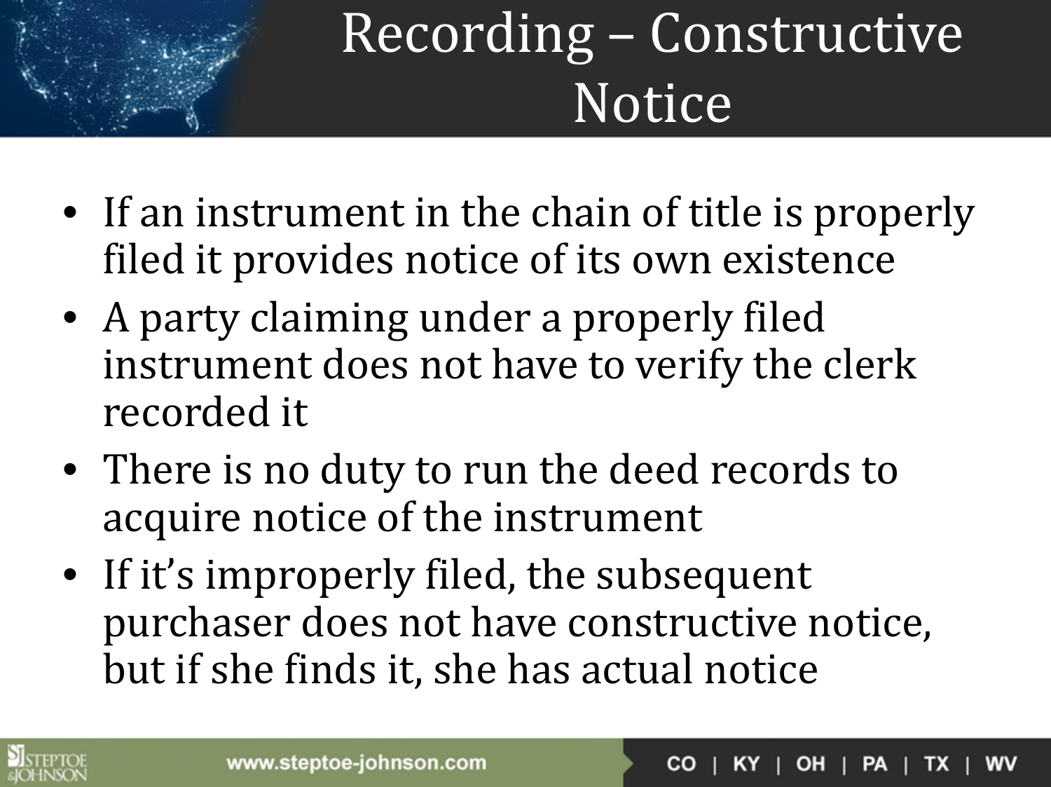# Recording – Constructive Notice

- If an instrument in the chain of title is properly filed it provides notice of its own existence
- A party claiming under a properly filed instrument does not have to verify the clerk recorded it
- There is no duty to run the deed records to acquire notice of the instrument
- If it's improperly filed, the subsequent purchaser does not have constructive notice, but if she finds it, she has actual notice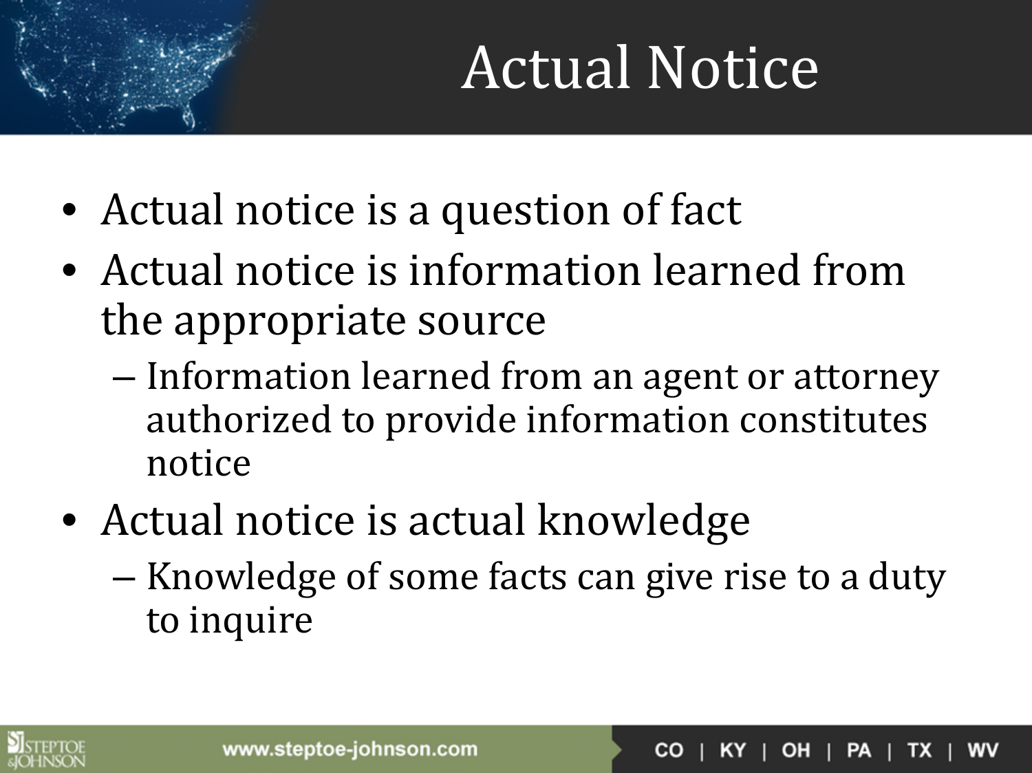# Actual Notice

- Actual notice is a question of fact
- Actual notice is information learned from the appropriate source
  - Information learned from an agent or attorney authorized to provide information constitutes notice
- Actual notice is actual knowledge
  - Knowledge of some facts can give rise to a duty to inquire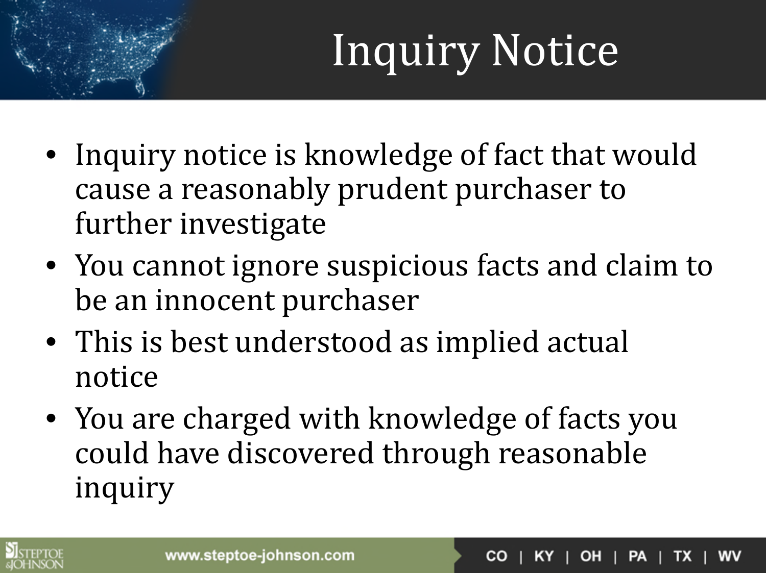# Inquiry Notice

- Inquiry notice is knowledge of fact that would cause a reasonably prudent purchaser to further investigate
- You cannot ignore suspicious facts and claim to be an innocent purchaser
- This is best understood as implied actual notice
- You are charged with knowledge of facts you could have discovered through reasonable inquiry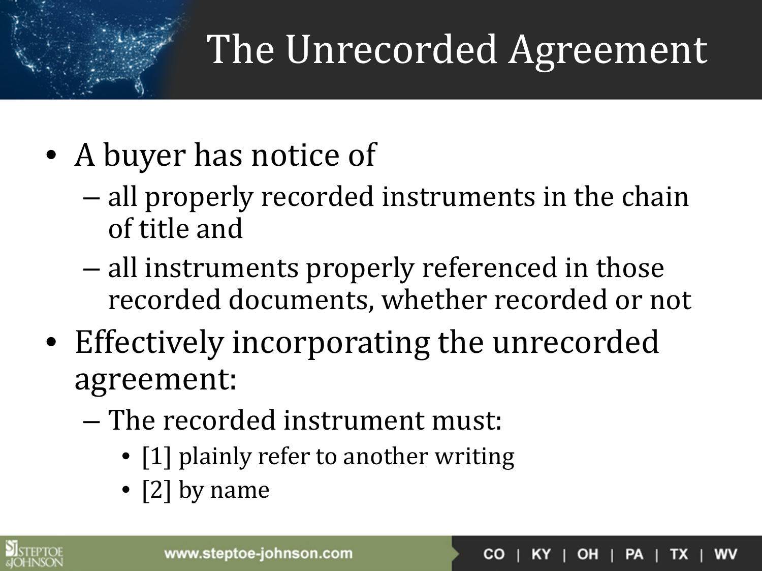# The Unrecorded Agreement

- A buyer has notice of
  - all properly recorded instruments in the chain of title and
  - all instruments properly referenced in those recorded documents, whether recorded or not
- Effectively incorporating the unrecorded agreement:
  - The recorded instrument must:
    - [1] plainly refer to another writing
    - [2] by name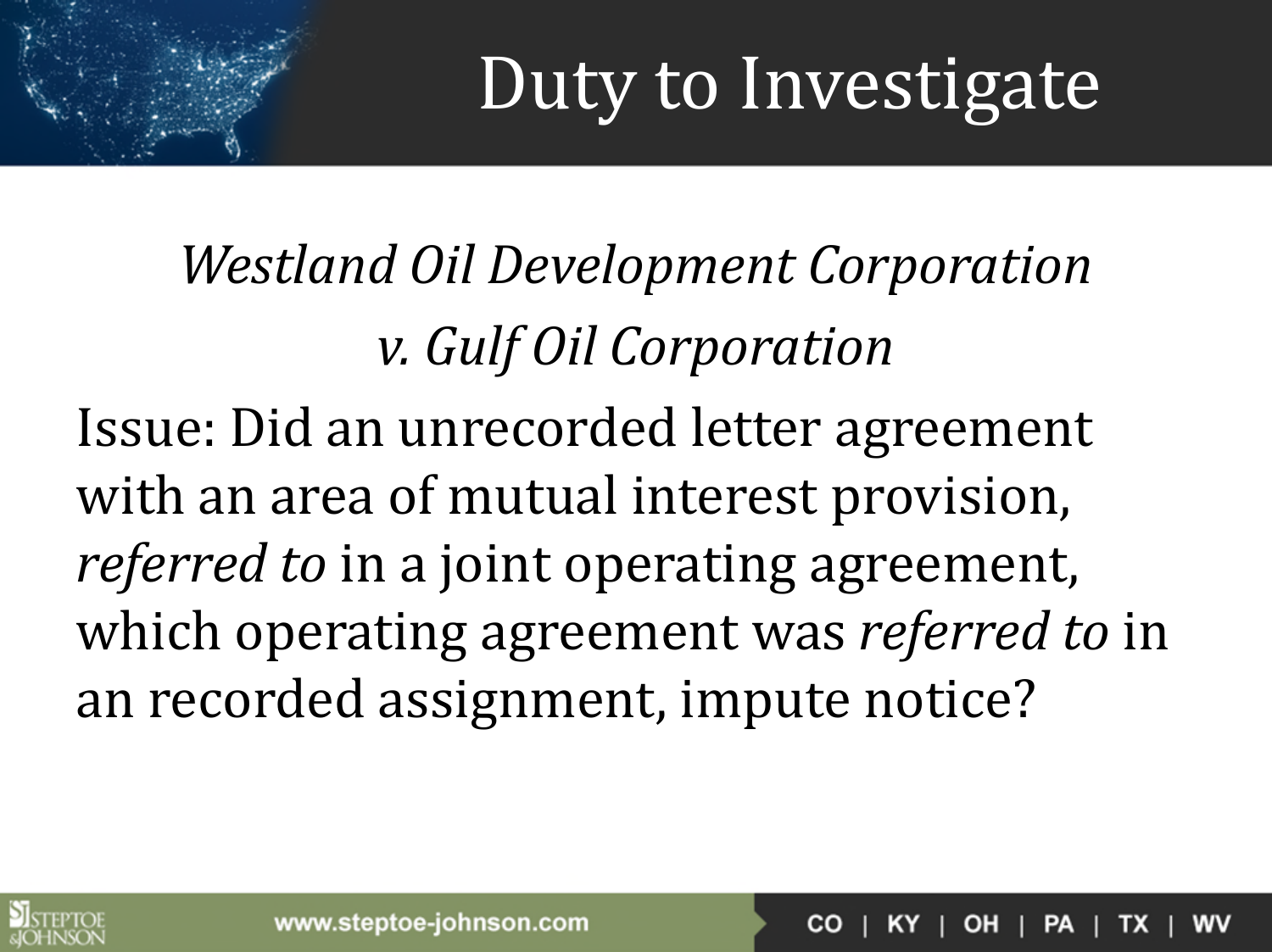# Duty to Investigate

*Westland Oil Development Corporation v. Gulf Oil Corporation*

Issue: Did an unrecorded letter agreement with an area of mutual interest provision, *referred to* in a joint operating agreement, which operating agreement was *referred to* in an recorded assignment, impute notice?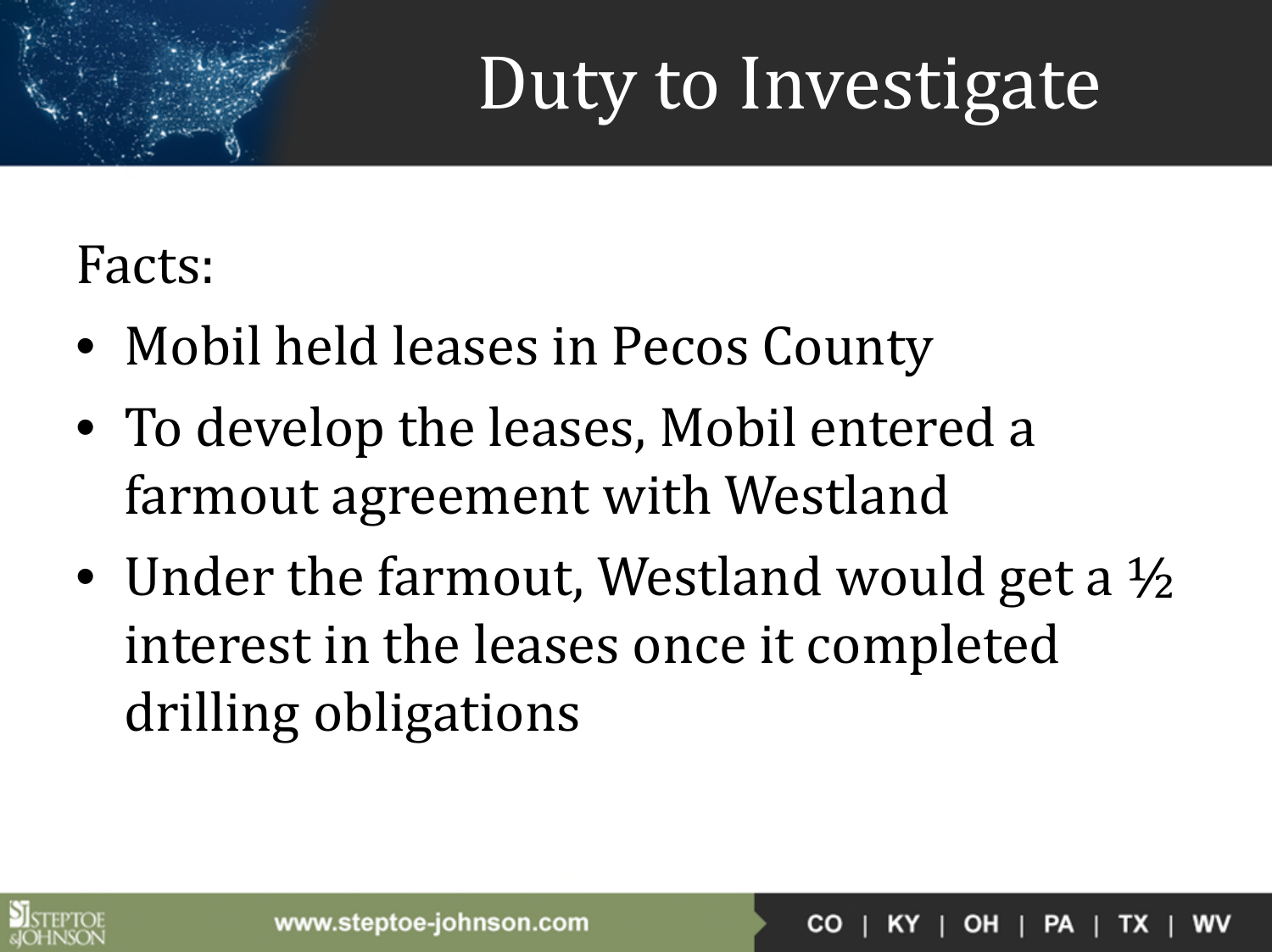# Duty to Investigate

Facts:

- Mobil held leases in Pecos County
- To develop the leases, Mobil entered a farmout agreement with Westland
- Under the farmout, Westland would get a ½ interest in the leases once it completed drilling obligations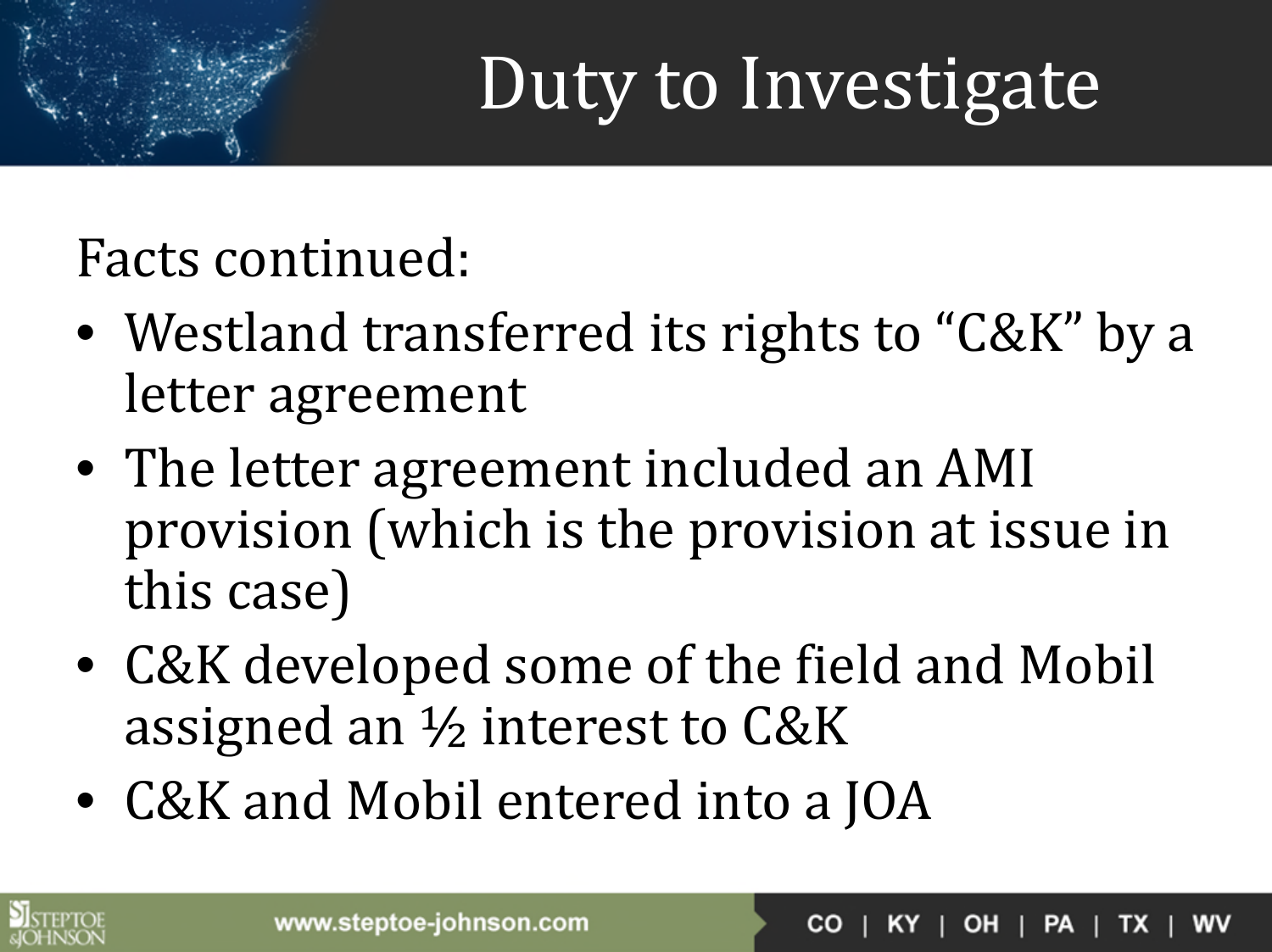# Duty to Investigate

Facts continued:

- Westland transferred its rights to "C&K" by a letter agreement
- The letter agreement included an AMI provision (which is the provision at issue in this case)
- C&K developed some of the field and Mobil assigned an ½ interest to C&K
- C&K and Mobil entered into a JOA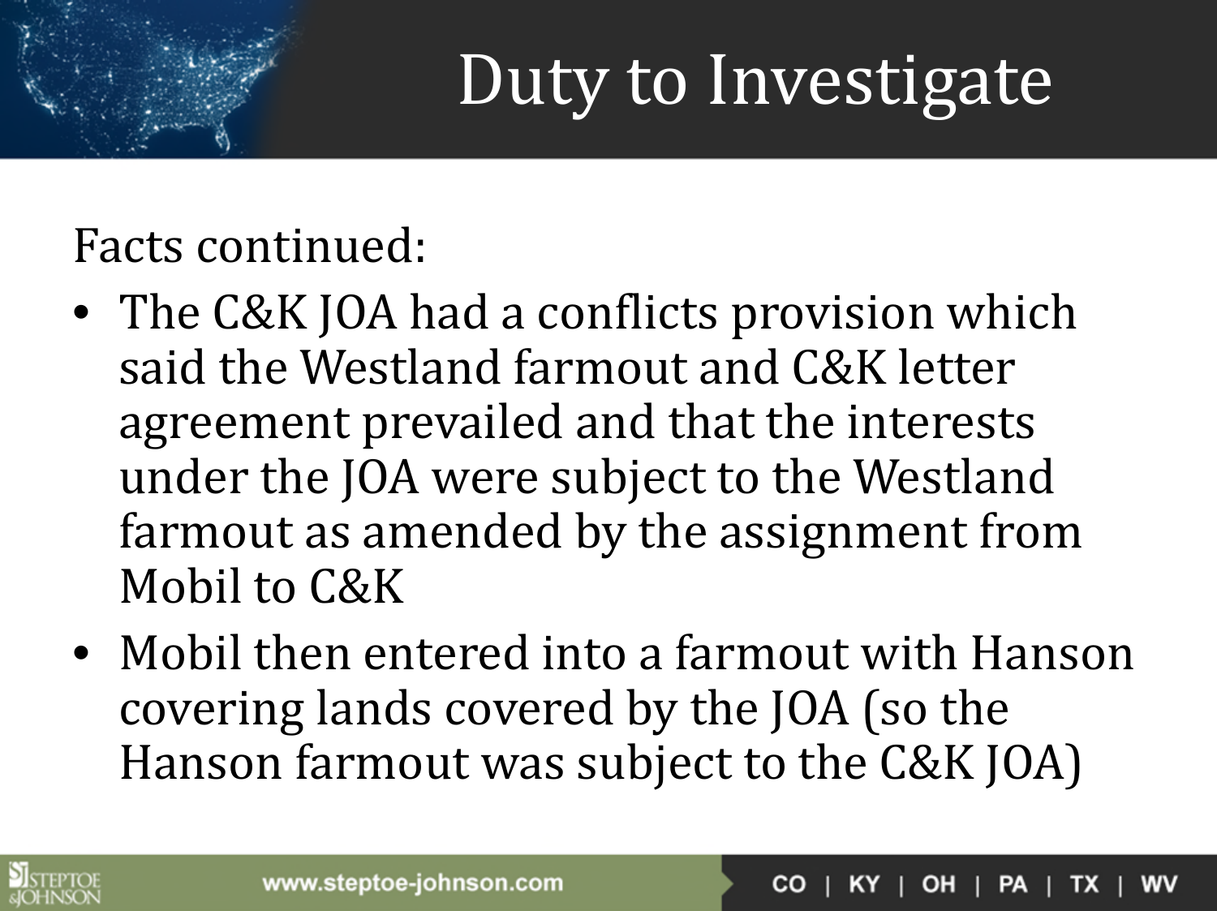# Duty to Investigate

Facts continued:

- The C&K JOA had a conflicts provision which said the Westland farmout and C&K letter agreement prevailed and that the interests under the JOA were subject to the Westland farmout as amended by the assignment from Mobil to C&K
- Mobil then entered into a farmout with Hanson covering lands covered by the JOA (so the Hanson farmout was subject to the C&K JOA)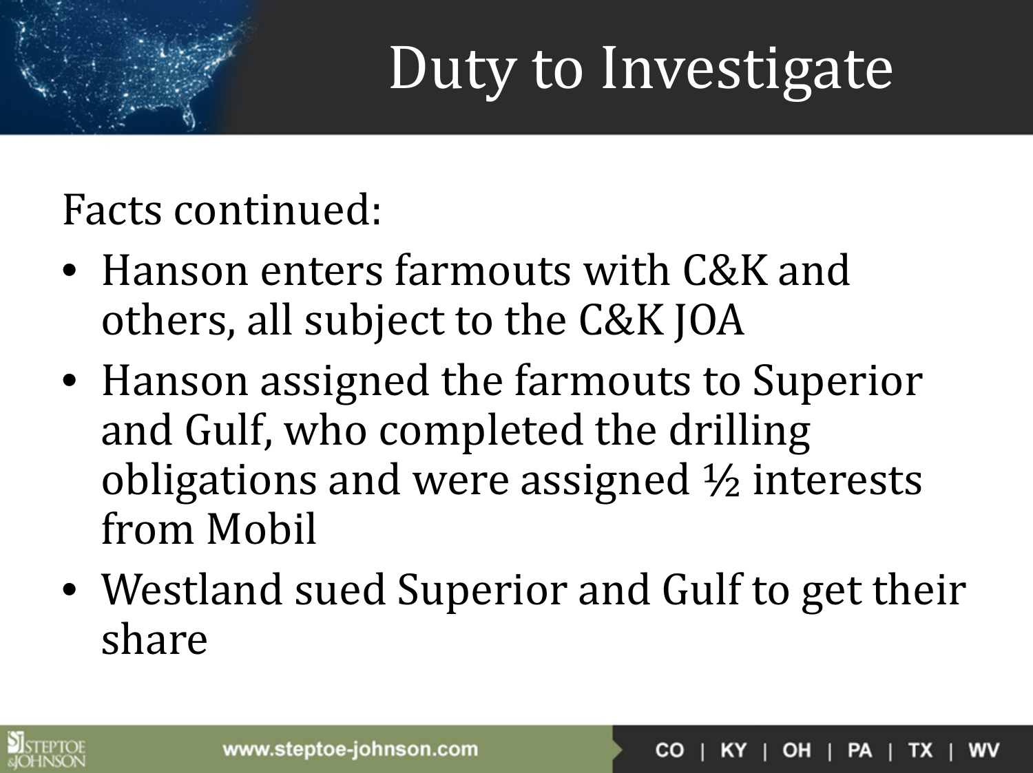# Duty to Investigate

Facts continued:

- Hanson enters farmouts with C&K and others, all subject to the C&K JOA
- Hanson assigned the farmouts to Superior and Gulf, who completed the drilling obligations and were assigned ½ interests from Mobil
- Westland sued Superior and Gulf to get their share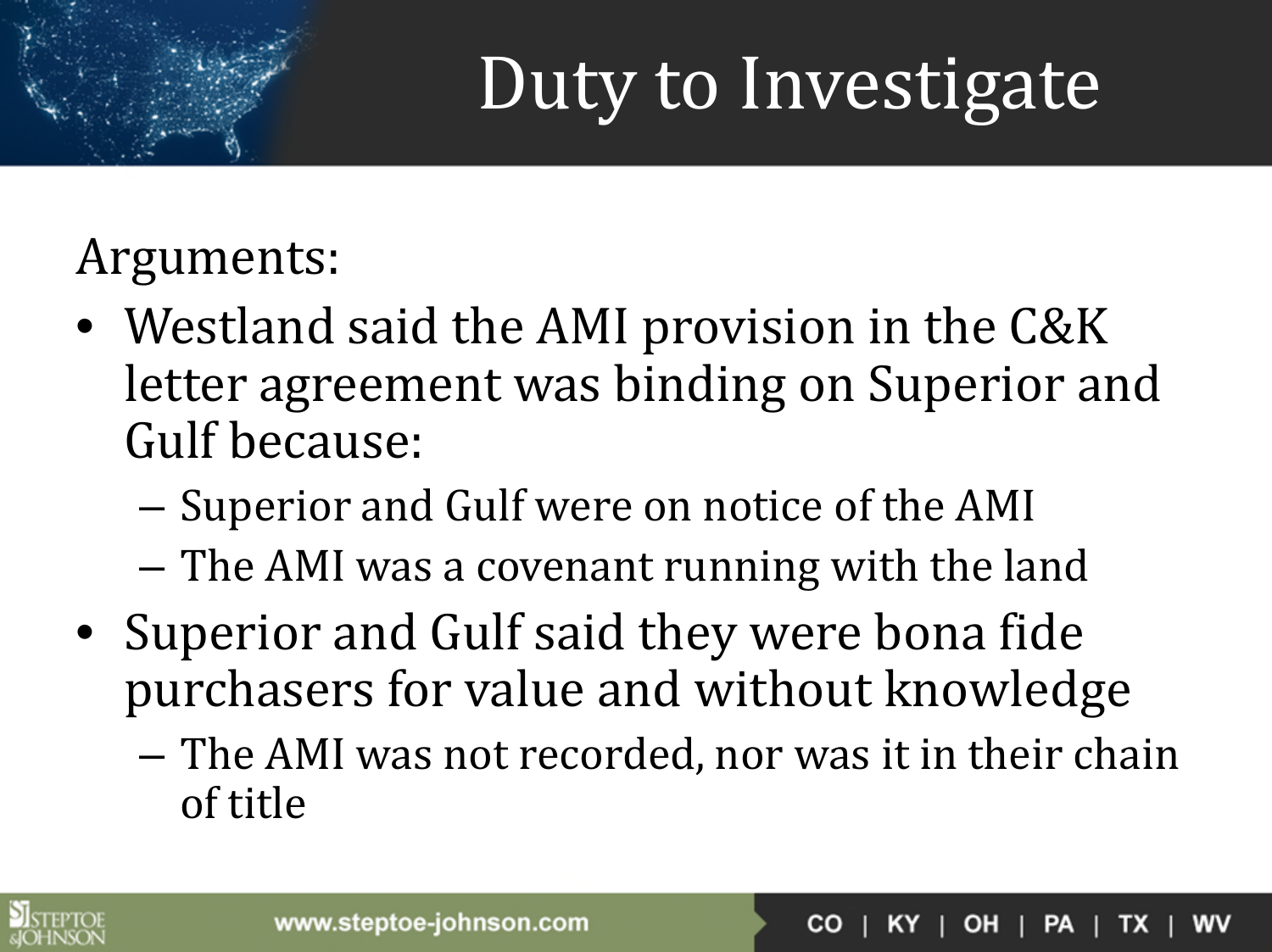# Duty to Investigate

Arguments:

- Westland said the AMI provision in the C&K letter agreement was binding on Superior and Gulf because:
  - Superior and Gulf were on notice of the AMI
  - The AMI was a covenant running with the land
- Superior and Gulf said they were bona fide purchasers for value and without knowledge
  - The AMI was not recorded, nor was it in their chain of title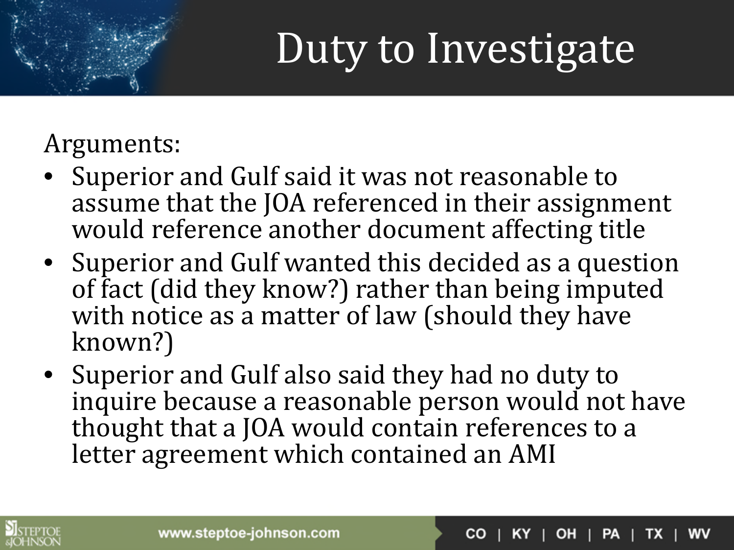# Duty to Investigate

Arguments:

- Superior and Gulf said it was not reasonable to assume that the JOA referenced in their assignment would reference another document affecting title
- Superior and Gulf wanted this decided as a question of fact (did they know?) rather than being imputed with notice as a matter of law (should they have known?)
- Superior and Gulf also said they had no duty to inquire because a reasonable person would not have thought that a JOA would contain references to a letter agreement which contained an AMI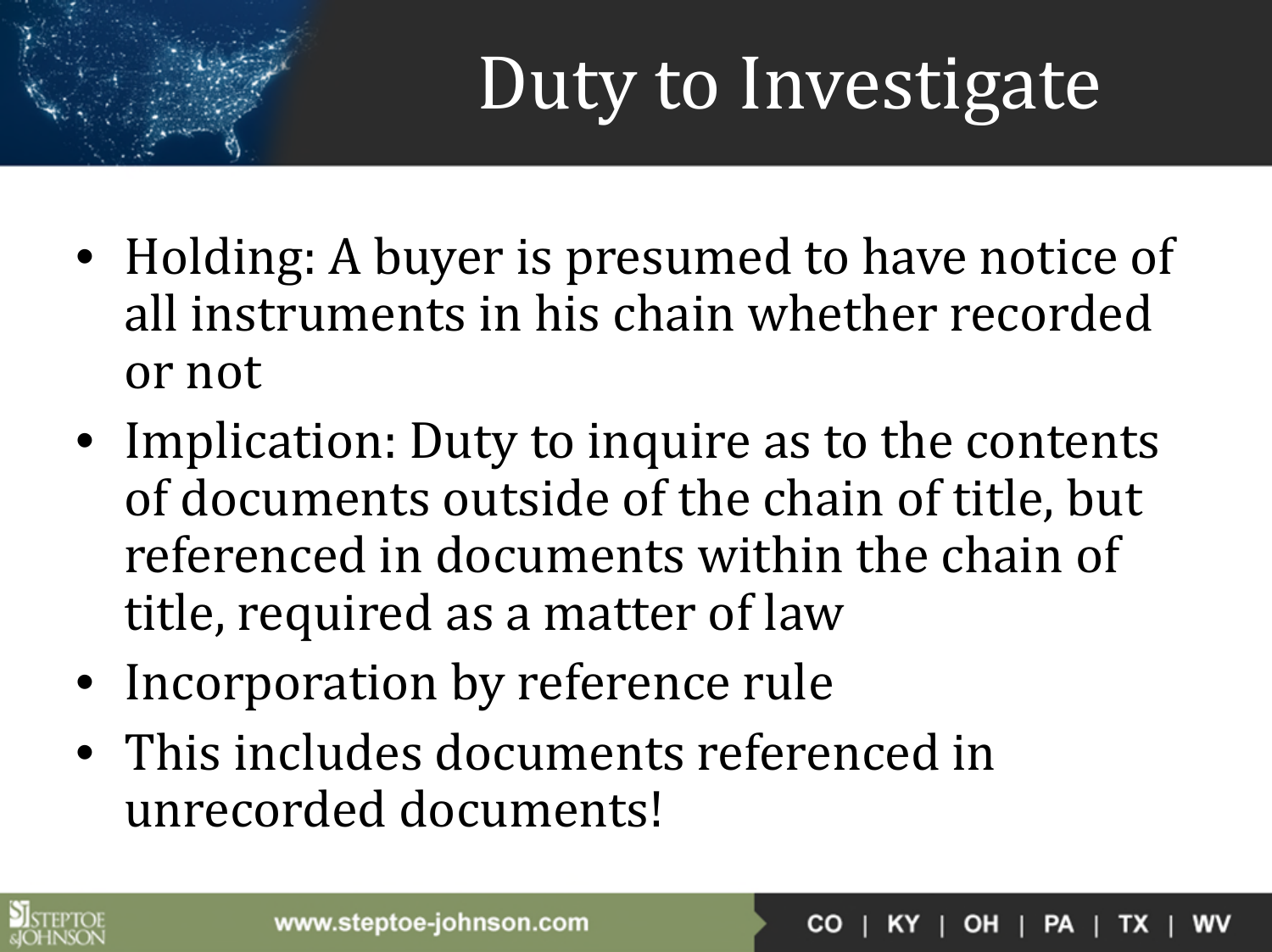# Duty to Investigate

- Holding: A buyer is presumed to have notice of all instruments in his chain whether recorded or not
- Implication: Duty to inquire as to the contents of documents outside of the chain of title, but referenced in documents within the chain of title, required as a matter of law
- Incorporation by reference rule
- This includes documents referenced in unrecorded documents!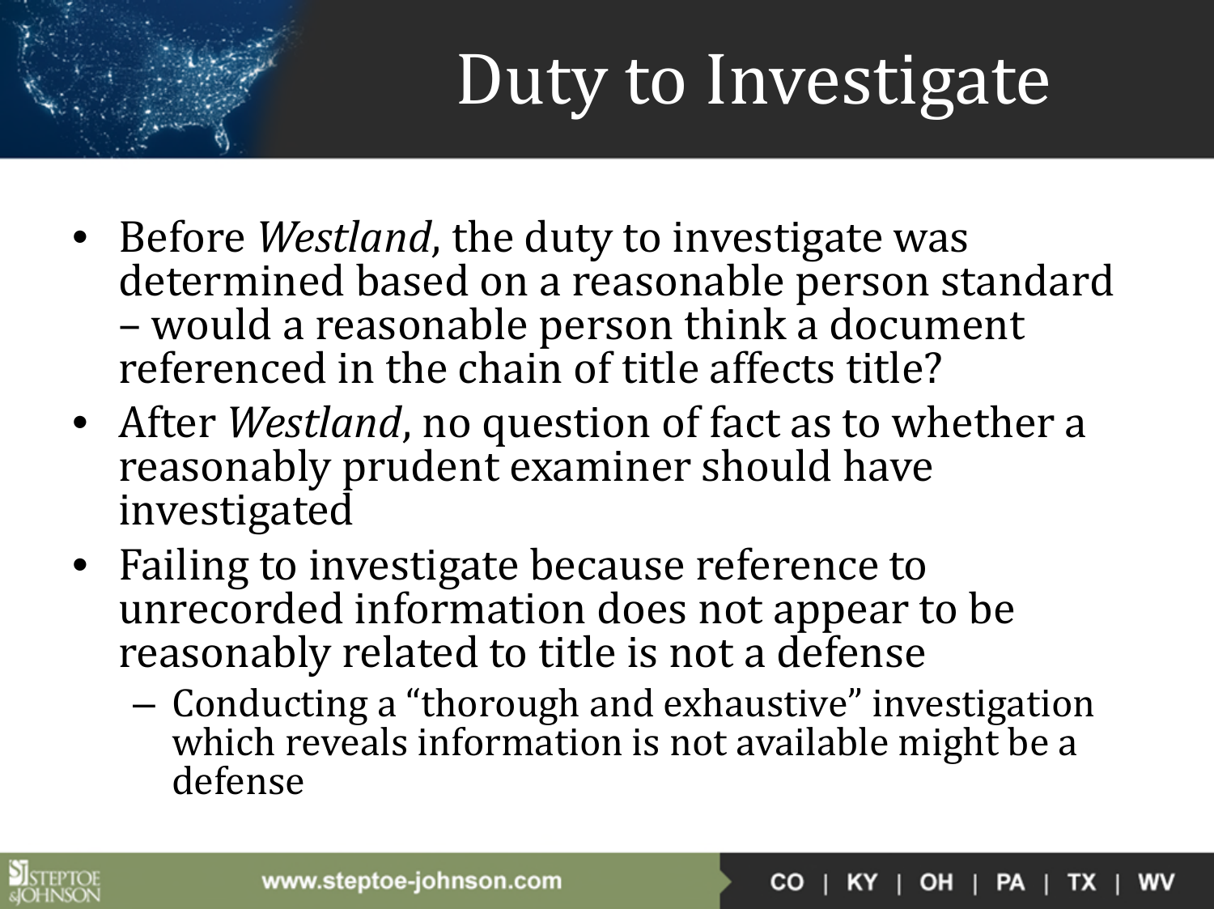# Duty to Investigate

- Before *Westland*, the duty to investigate was determined based on a reasonable person standard – would a reasonable person think a document referenced in the chain of title affects title?
- After *Westland*, no question of fact as to whether a reasonably prudent examiner should have investigated
- Failing to investigate because reference to unrecorded information does not appear to be reasonably related to title is not a defense
  - Conducting a "thorough and exhaustive" investigation which reveals information is not available might be a defense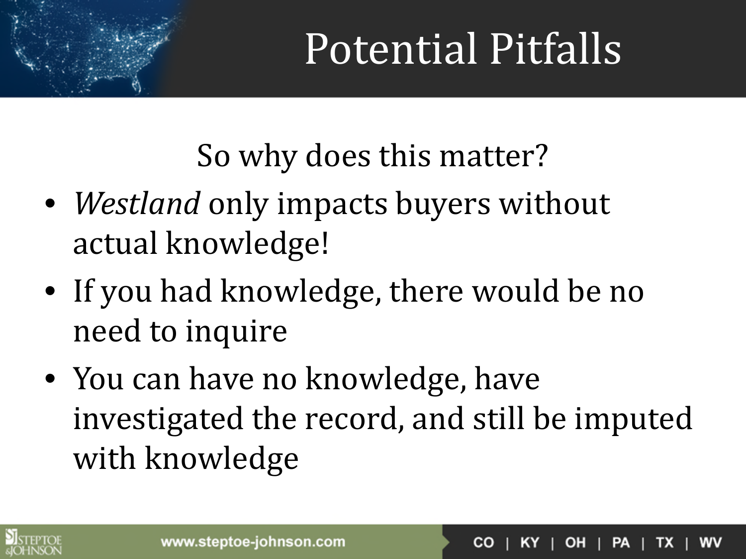# Potential Pitfalls

So why does this matter?

- *Westland* only impacts buyers without actual knowledge!
- If you had knowledge, there would be no need to inquire
- You can have no knowledge, have investigated the record, and still be imputed with knowledge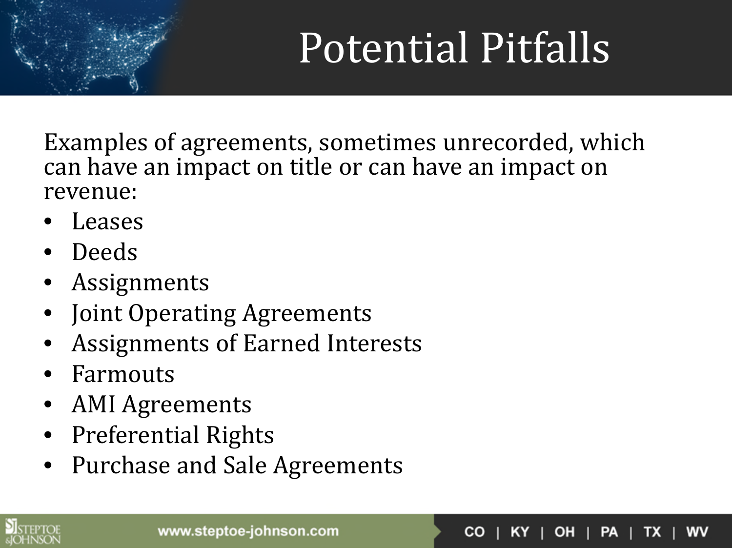# Potential Pitfalls

Examples of agreements, sometimes unrecorded, which can have an impact on title or can have an impact on revenue:

- Leases
- Deeds
- Assignments
- Joint Operating Agreements
- Assignments of Earned Interests
- Farmouts
- AMI Agreements
- Preferential Rights
- Purchase and Sale Agreements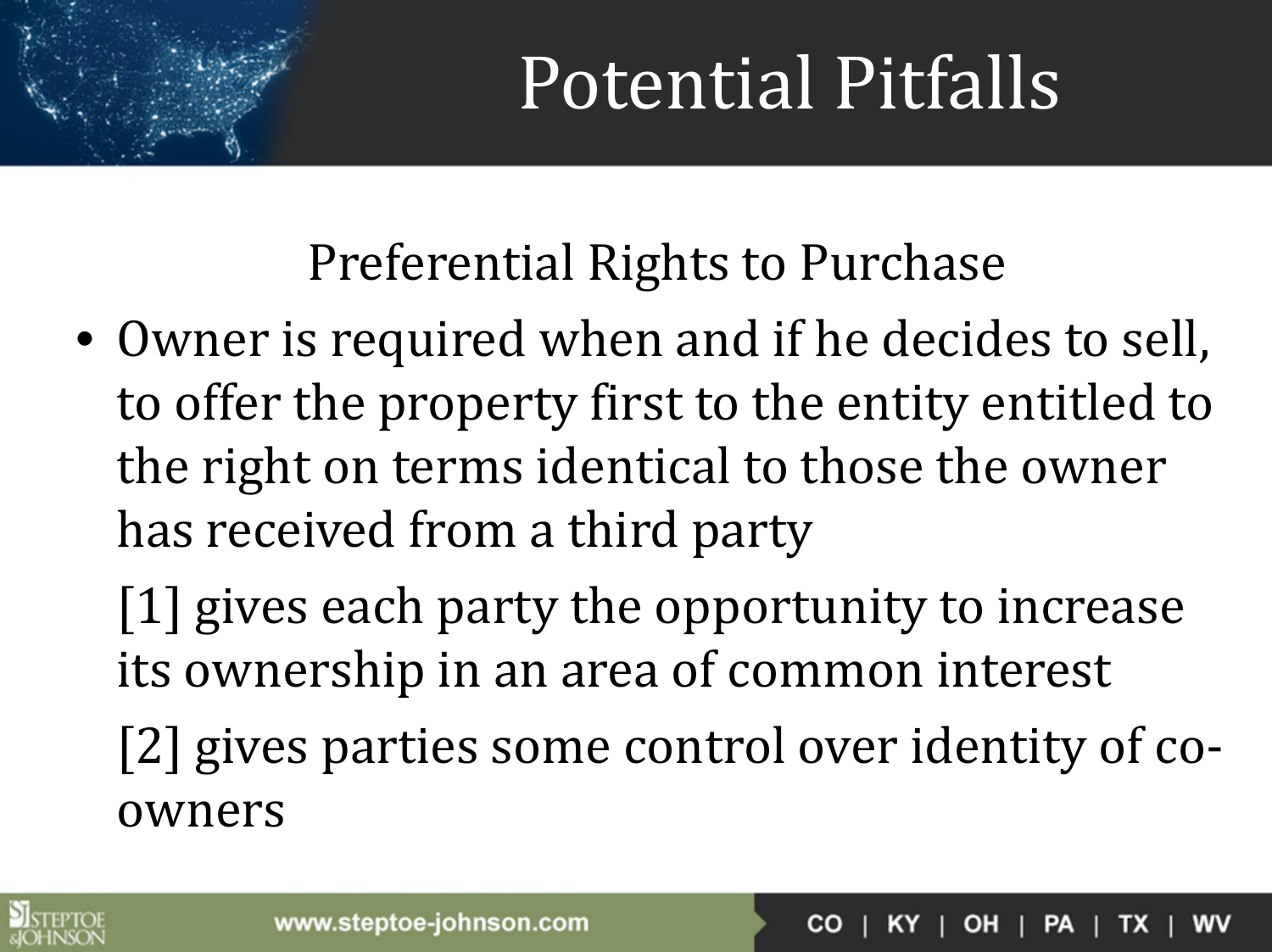# Potential Pitfalls

## Preferential Rights to Purchase

- Owner is required when and if he decides to sell, to offer the property first to the entity entitled to the right on terms identical to those the owner has received from a third party

  [1] gives each party the opportunity to increase its ownership in an area of common interest

  [2] gives parties some control over identity of co-owners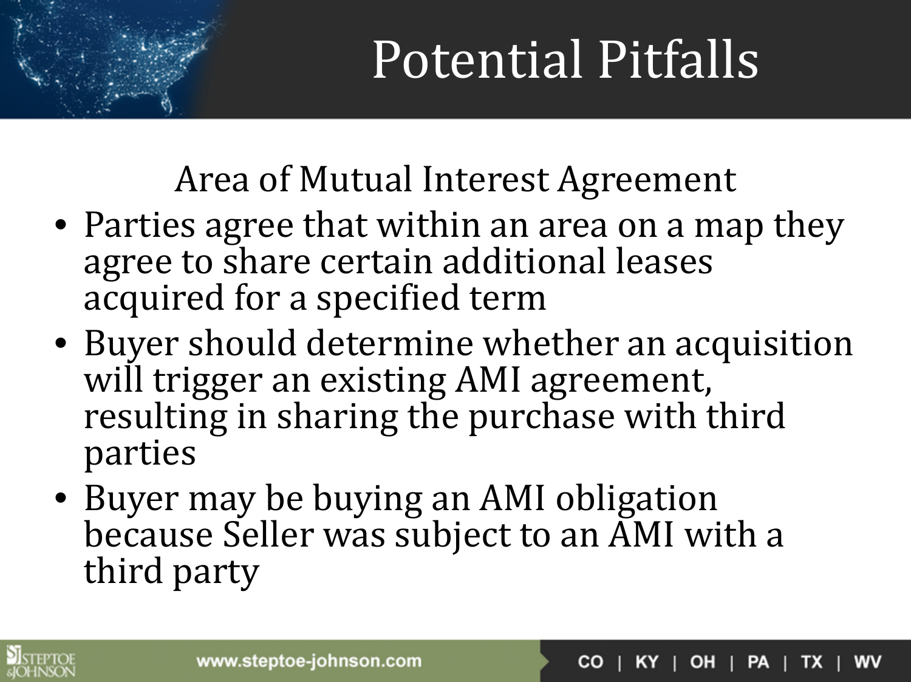# Potential Pitfalls

## Area of Mutual Interest Agreement

- Parties agree that within an area on a map they agree to share certain additional leases acquired for a specified term
- Buyer should determine whether an acquisition will trigger an existing AMI agreement, resulting in sharing the purchase with third parties
- Buyer may be buying an AMI obligation because Seller was subject to an AMI with a third party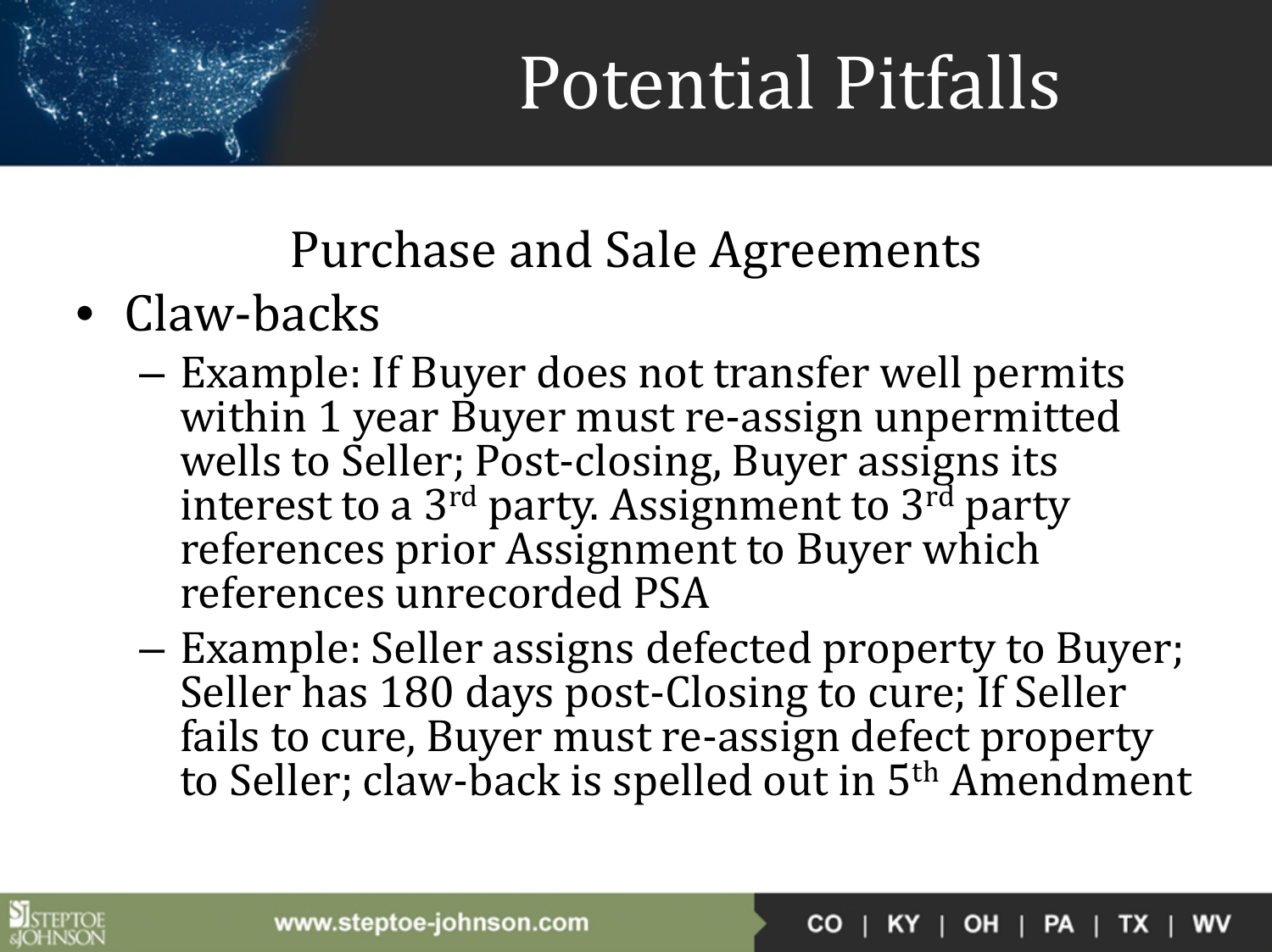# Potential Pitfalls

## Purchase and Sale Agreements

- Claw-backs
  - Example: If Buyer does not transfer well permits within 1 year Buyer must re-assign unpermitted wells to Seller; Post-closing, Buyer assigns its interest to a 3rd party. Assignment to 3rd party references prior Assignment to Buyer which references unrecorded PSA
  - Example: Seller assigns defected property to Buyer; Seller has 180 days post-Closing to cure; If Seller fails to cure, Buyer must re-assign defect property to Seller; claw-back is spelled out in 5th Amendment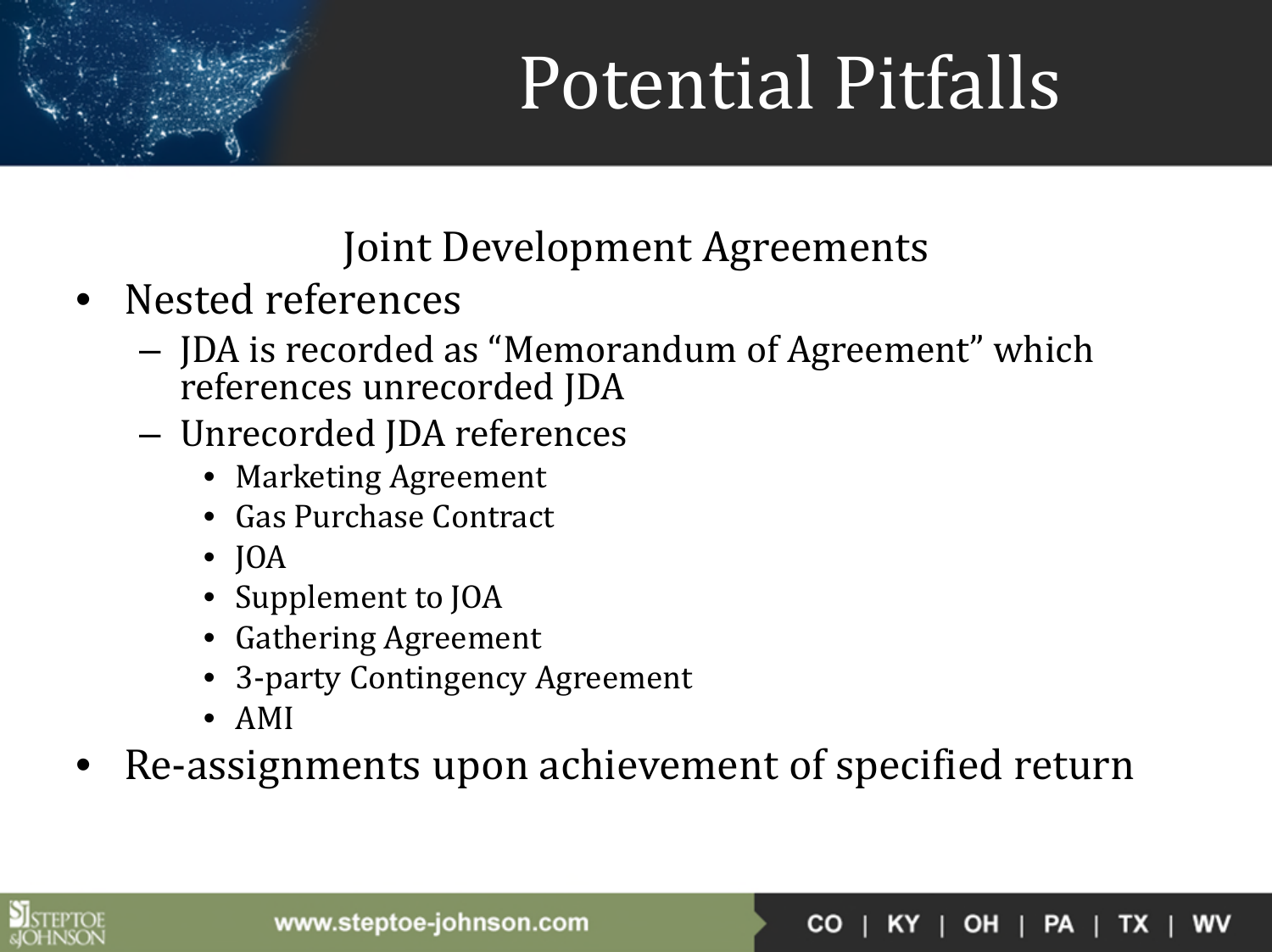# Potential Pitfalls

## Joint Development Agreements

- Nested references
  - JDA is recorded as "Memorandum of Agreement" which references unrecorded JDA
  - Unrecorded JDA references
    - Marketing Agreement
    - Gas Purchase Contract
    - JOA
    - Supplement to JOA
    - Gathering Agreement
    - 3-party Contingency Agreement
    - AMI
- Re-assignments upon achievement of specified return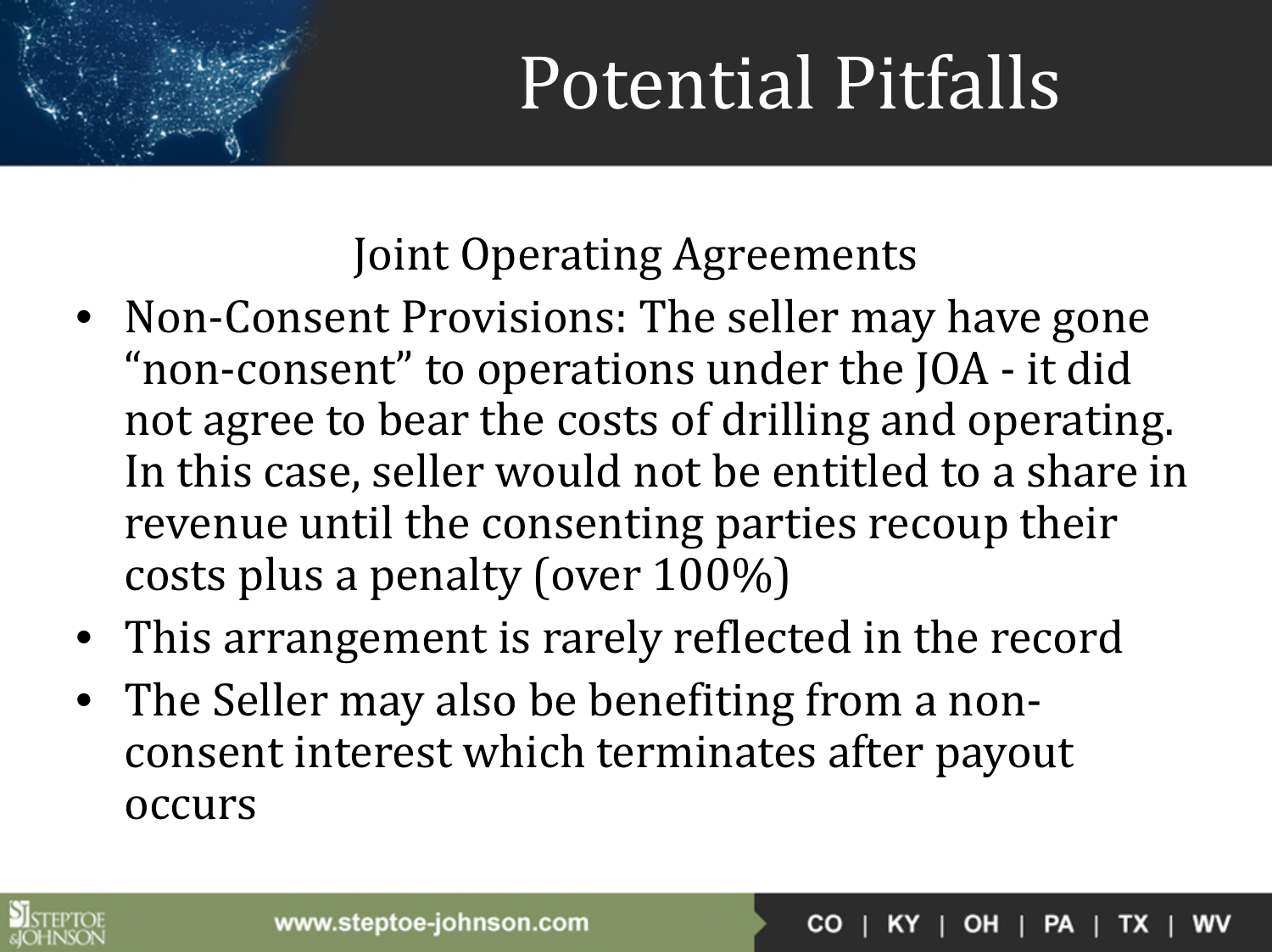# Potential Pitfalls

## Joint Operating Agreements

- Non-Consent Provisions: The seller may have gone "non-consent" to operations under the JOA - it did not agree to bear the costs of drilling and operating. In this case, seller would not be entitled to a share in revenue until the consenting parties recoup their costs plus a penalty (over 100%)
- This arrangement is rarely reflected in the record
- The Seller may also be benefiting from a non-consent interest which terminates after payout occurs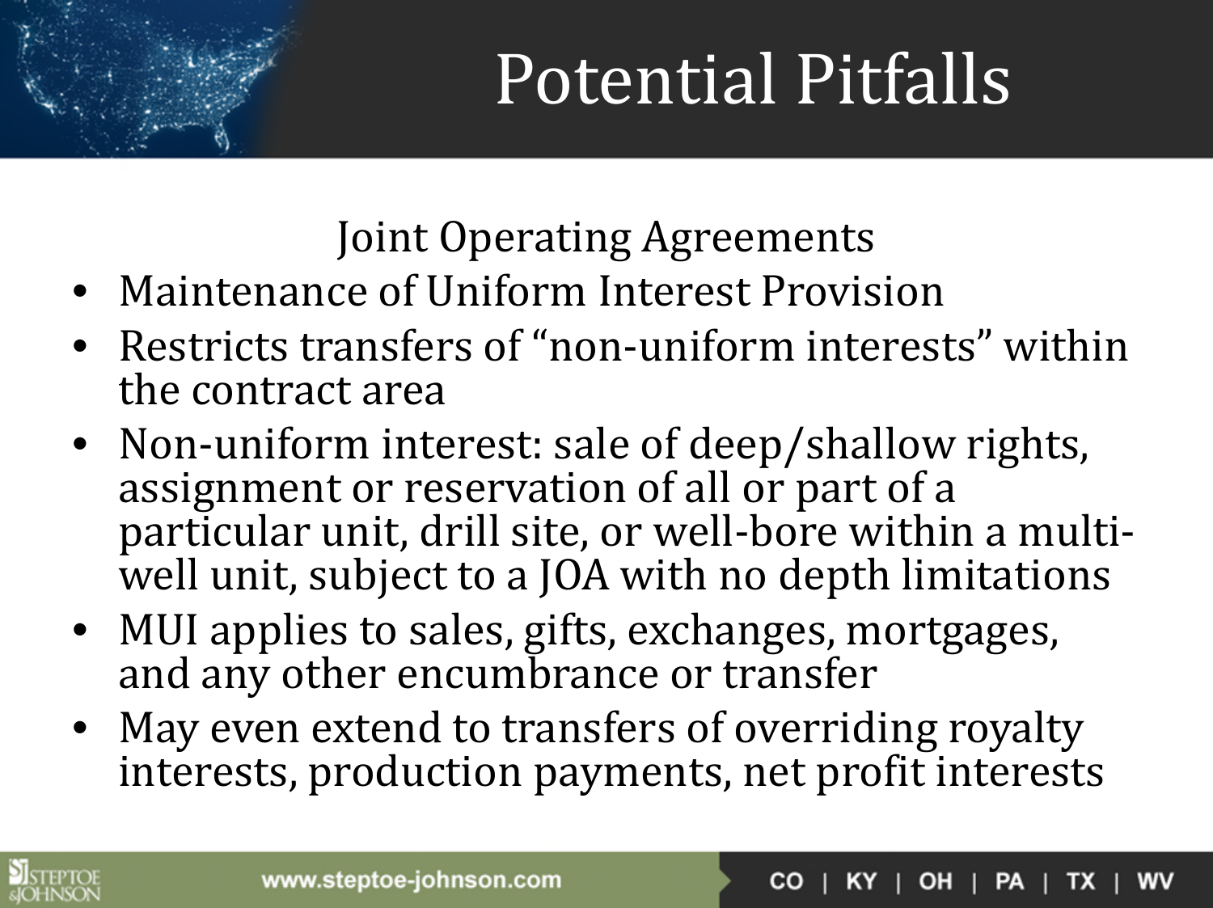# Potential Pitfalls

## Joint Operating Agreements

- Maintenance of Uniform Interest Provision
- Restricts transfers of "non-uniform interests" within the contract area
- Non-uniform interest: sale of deep/shallow rights, assignment or reservation of all or part of a particular unit, drill site, or well-bore within a multi-well unit, subject to a JOA with no depth limitations
- MUI applies to sales, gifts, exchanges, mortgages, and any other encumbrance or transfer
- May even extend to transfers of overriding royalty interests, production payments, net profit interests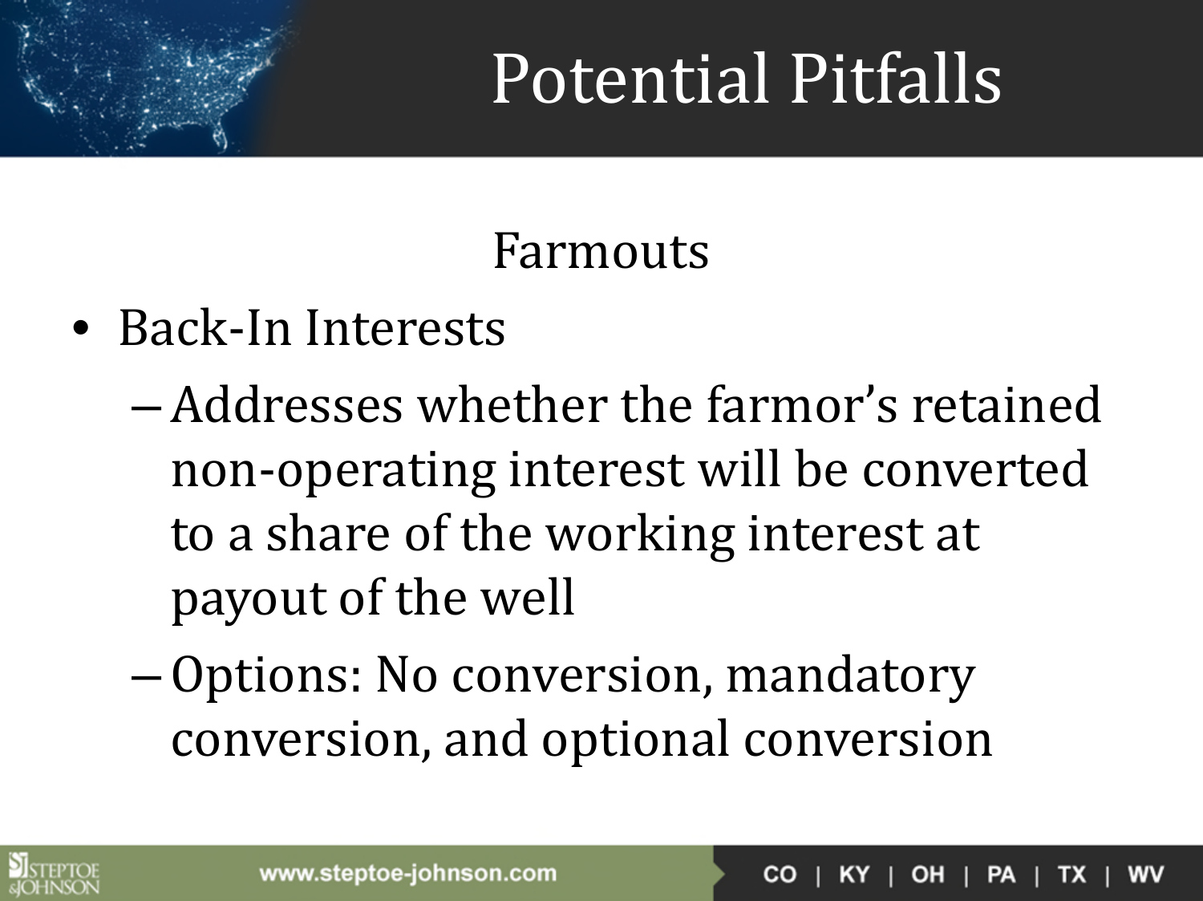# Potential Pitfalls

## Farmouts

- Back-In Interests
  - Addresses whether the farmor's retained non-operating interest will be converted to a share of the working interest at payout of the well
  - Options: No conversion, mandatory conversion, and optional conversion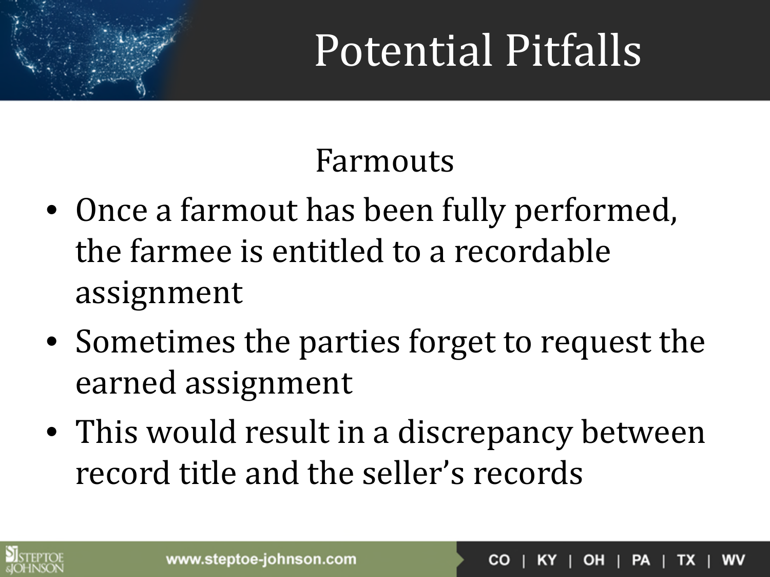# Potential Pitfalls

## Farmouts

- Once a farmout has been fully performed, the farmee is entitled to a recordable assignment
- Sometimes the parties forget to request the earned assignment
- This would result in a discrepancy between record title and the seller's records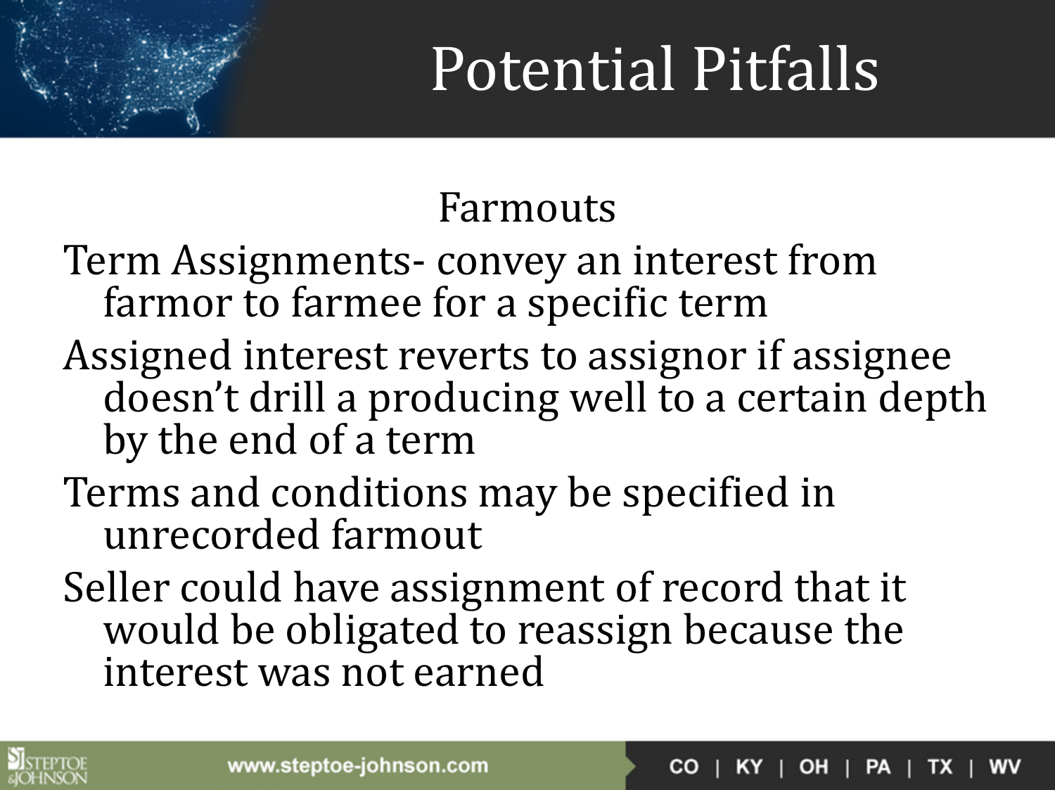# Potential Pitfalls

## Farmouts

- Term Assignments- convey an interest from farmor to farmee for a specific term
- Assigned interest reverts to assignor if assignee doesn't drill a producing well to a certain depth by the end of a term
- Terms and conditions may be specified in unrecorded farmout
- Seller could have assignment of record that it would be obligated to reassign because the interest was not earned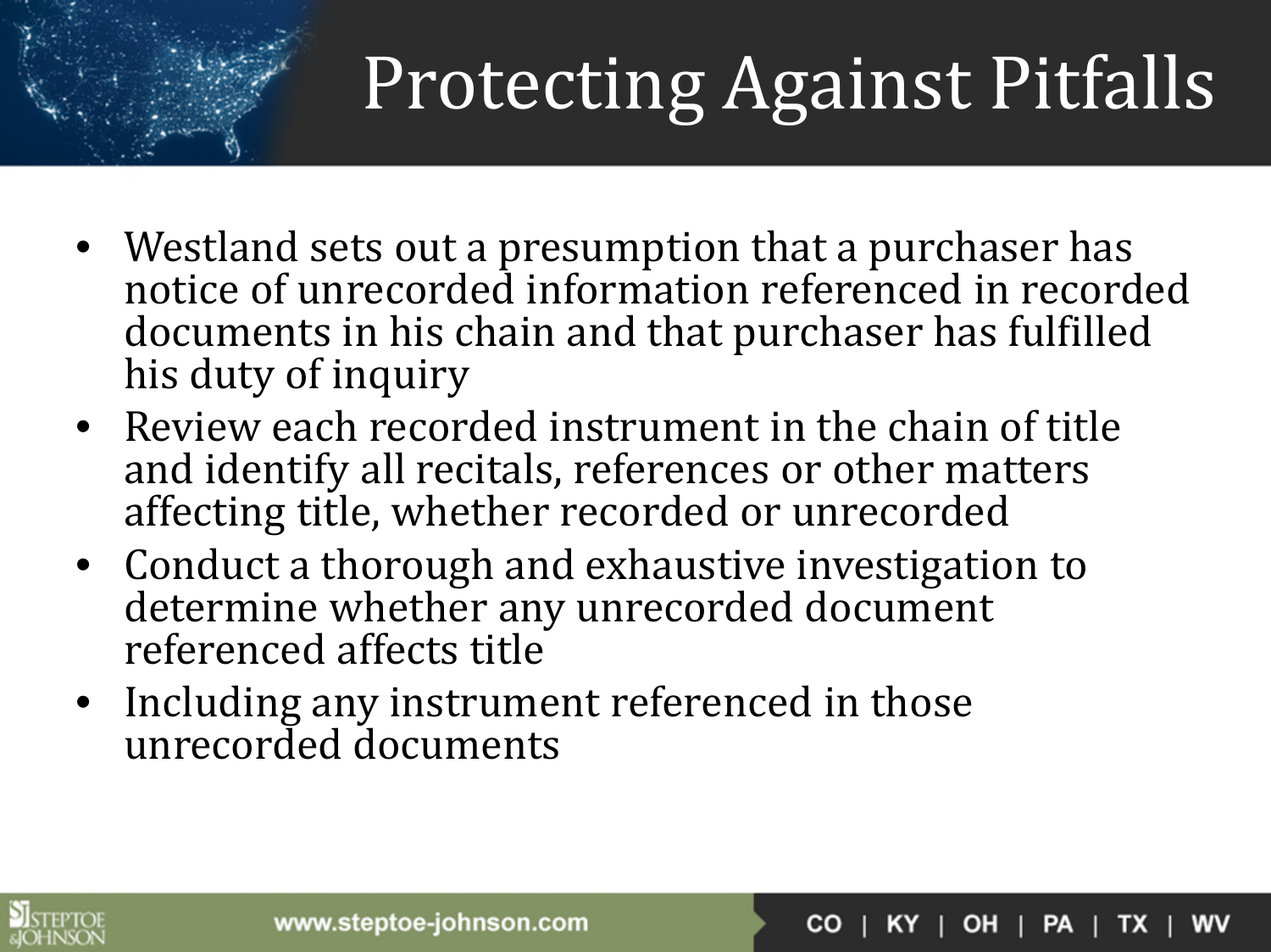# Protecting Against Pitfalls

- Westland sets out a presumption that a purchaser has notice of unrecorded information referenced in recorded documents in his chain and that purchaser has fulfilled his duty of inquiry
- Review each recorded instrument in the chain of title and identify all recitals, references or other matters affecting title, whether recorded or unrecorded
- Conduct a thorough and exhaustive investigation to determine whether any unrecorded document referenced affects title
- Including any instrument referenced in those unrecorded documents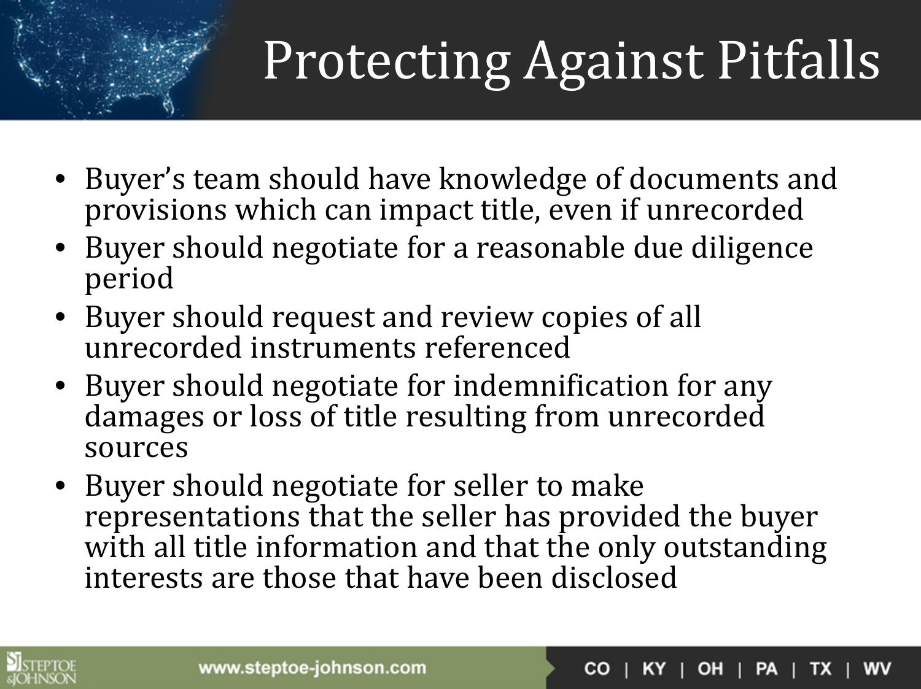# Protecting Against Pitfalls

- Buyer's team should have knowledge of documents and provisions which can impact title, even if unrecorded
- Buyer should negotiate for a reasonable due diligence period
- Buyer should request and review copies of all unrecorded instruments referenced
- Buyer should negotiate for indemnification for any damages or loss of title resulting from unrecorded sources
- Buyer should negotiate for seller to make representations that the seller has provided the buyer with all title information and that the only outstanding interests are those that have been disclosed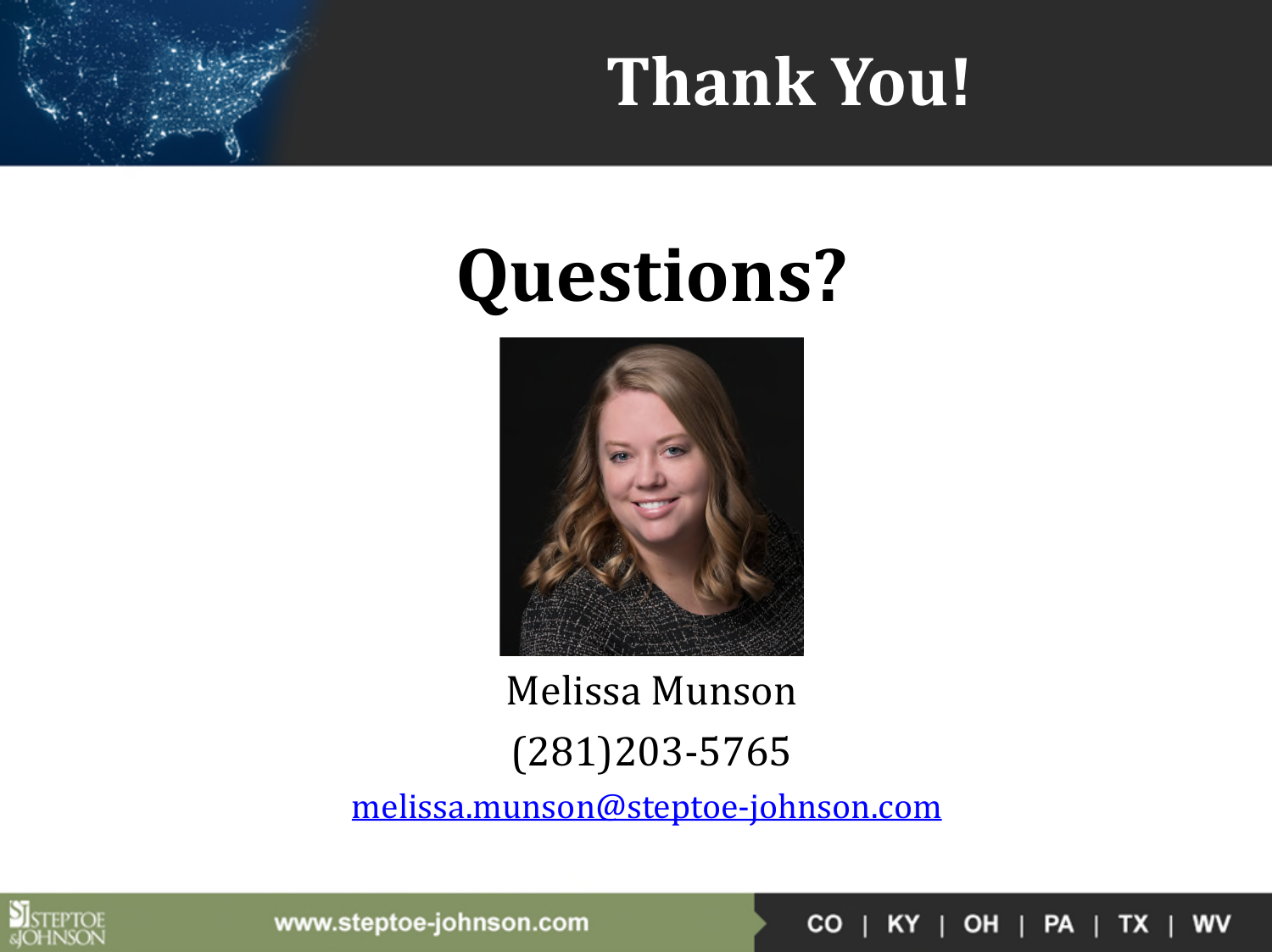# Thank You!

## Questions?

Melissa Munson

(281)203-5765

melissa.munson@steptoe-johnson.com